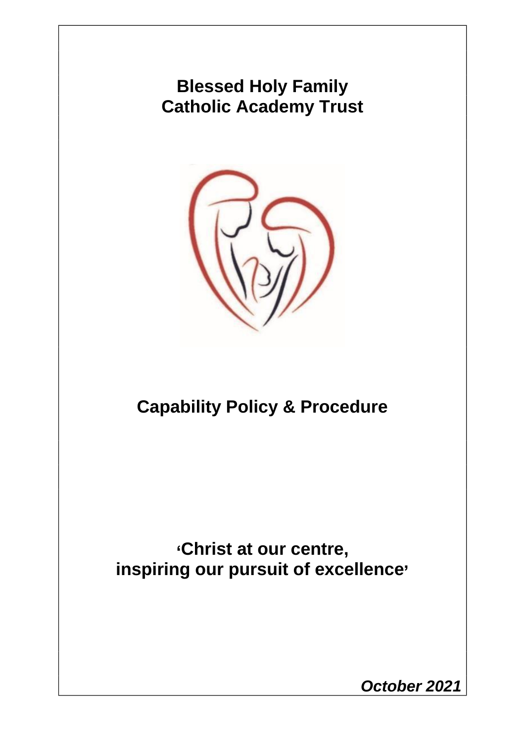# Blessed Holy Family Catholic Academy Trust

# Capability Policy & Procedure

**'Christ at our centre, inspiring our pursuit of excellence'**

***October 2021***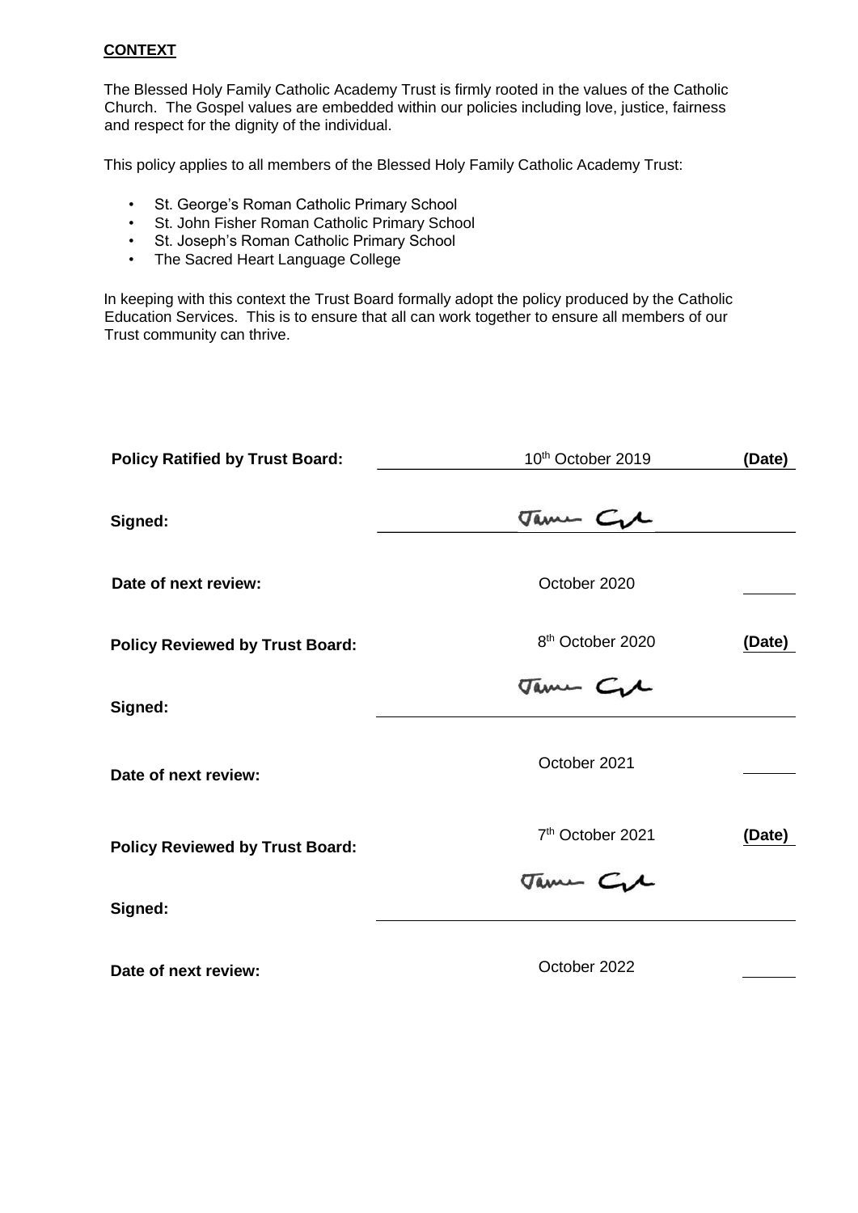**CONTEXT**

The Blessed Holy Family Catholic Academy Trust is firmly rooted in the values of the Catholic Church. The Gospel values are embedded within our policies including love, justice, fairness and respect for the dignity of the individual.

This policy applies to all members of the Blessed Holy Family Catholic Academy Trust:

- St. George's Roman Catholic Primary School
- St. John Fisher Roman Catholic Primary School
- St. Joseph's Roman Catholic Primary School
- The Sacred Heart Language College

In keeping with this context the Trust Board formally adopt the policy produced by the Catholic Education Services. This is to ensure that all can work together to ensure all members of our Trust community can thrive.

**Policy Ratified by Trust Board:** 10th October 2019 **(Date)**

**Signed:** Jame Gl

**Date of next review:** October 2020

**Policy Reviewed by Trust Board:** 8th October 2020 **(Date)**

**Signed:** Jame Gl

**Date of next review:** October 2021

**Policy Reviewed by Trust Board:** 7th October 2021 **(Date)**

**Signed:** Jame Gl

**Date of next review:** October 2022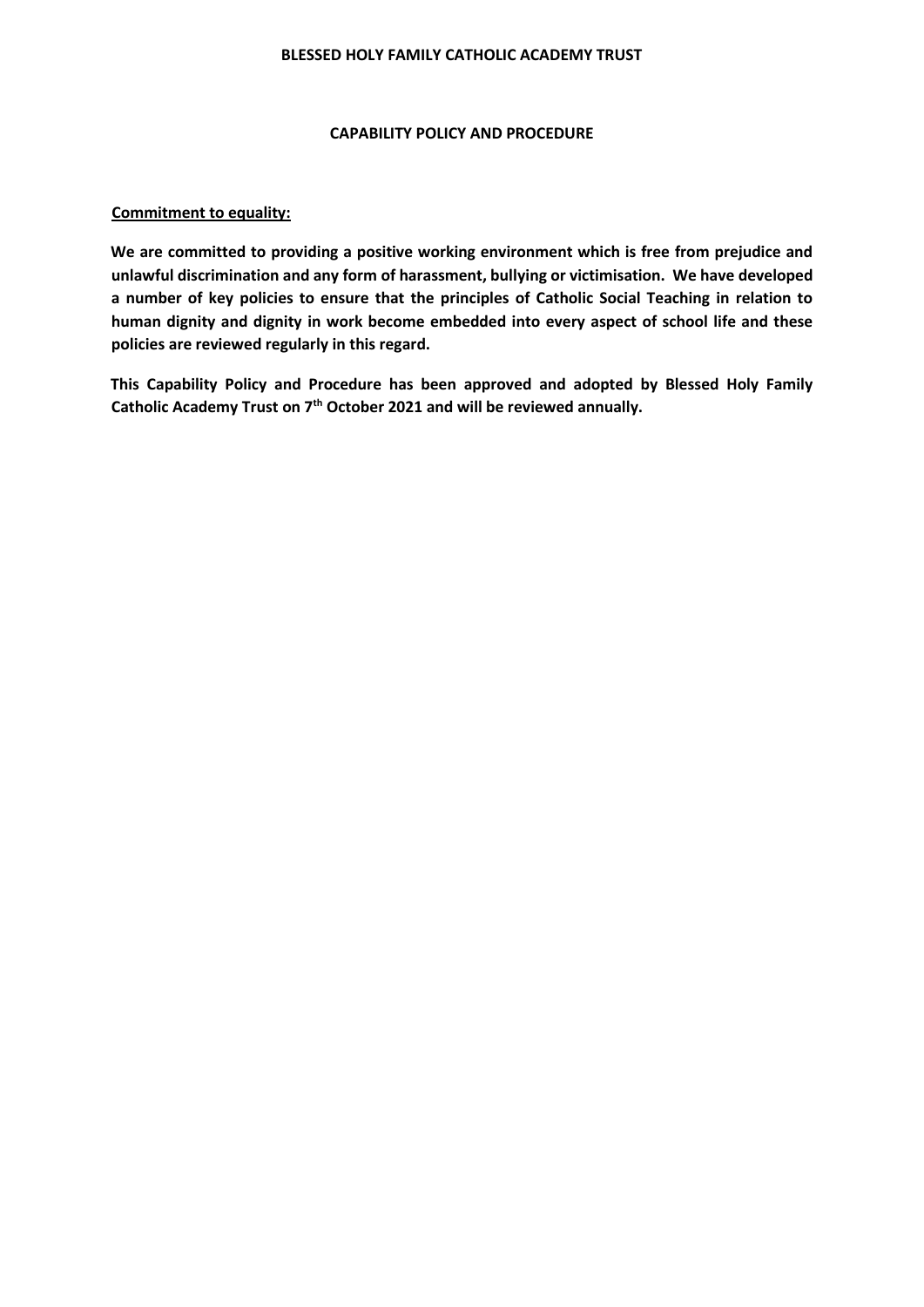**BLESSED HOLY FAMILY CATHOLIC ACADEMY TRUST**

**CAPABILITY POLICY AND PROCEDURE**

**Commitment to equality:**

**We are committed to providing a positive working environment which is free from prejudice and unlawful discrimination and any form of harassment, bullying or victimisation. We have developed a number of key policies to ensure that the principles of Catholic Social Teaching in relation to human dignity and dignity in work become embedded into every aspect of school life and these policies are reviewed regularly in this regard.**

**This Capability Policy and Procedure has been approved and adopted by Blessed Holy Family Catholic Academy Trust on 7th October 2021 and will be reviewed annually.**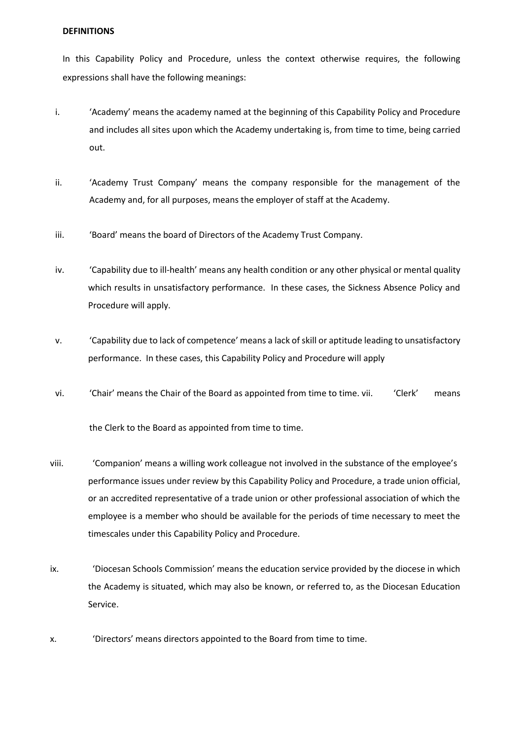**DEFINITIONS**

In this Capability Policy and Procedure, unless the context otherwise requires, the following expressions shall have the following meanings:

i. 'Academy' means the academy named at the beginning of this Capability Policy and Procedure and includes all sites upon which the Academy undertaking is, from time to time, being carried out.

ii. 'Academy Trust Company' means the company responsible for the management of the Academy and, for all purposes, means the employer of staff at the Academy.

iii. 'Board' means the board of Directors of the Academy Trust Company.

iv. 'Capability due to ill-health' means any health condition or any other physical or mental quality which results in unsatisfactory performance. In these cases, the Sickness Absence Policy and Procedure will apply.

v. 'Capability due to lack of competence' means a lack of skill or aptitude leading to unsatisfactory performance. In these cases, this Capability Policy and Procedure will apply

vi. 'Chair' means the Chair of the Board as appointed from time to time.

vii. 'Clerk' means the Clerk to the Board as appointed from time to time.

viii. 'Companion' means a willing work colleague not involved in the substance of the employee's performance issues under review by this Capability Policy and Procedure, a trade union official, or an accredited representative of a trade union or other professional association of which the employee is a member who should be available for the periods of time necessary to meet the timescales under this Capability Policy and Procedure.

ix. 'Diocesan Schools Commission' means the education service provided by the diocese in which the Academy is situated, which may also be known, or referred to, as the Diocesan Education Service.

x. 'Directors' means directors appointed to the Board from time to time.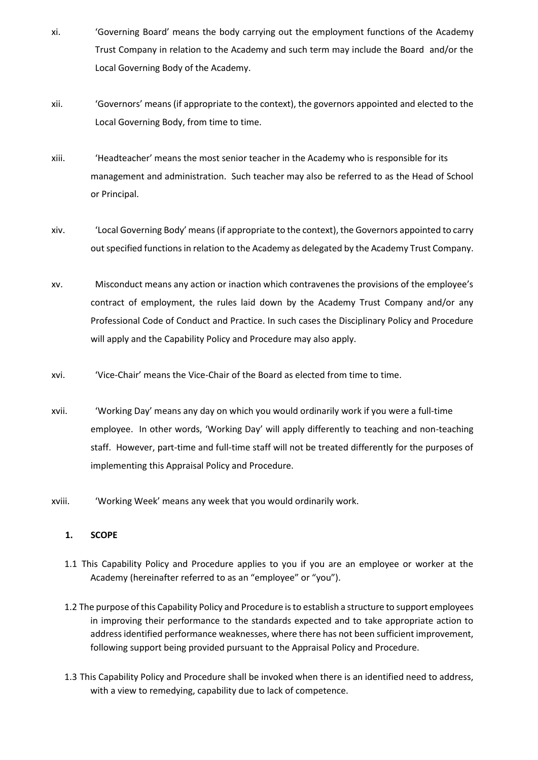xi. 'Governing Board' means the body carrying out the employment functions of the Academy Trust Company in relation to the Academy and such term may include the Board and/or the Local Governing Body of the Academy.

xii. 'Governors' means (if appropriate to the context), the governors appointed and elected to the Local Governing Body, from time to time.

xiii. 'Headteacher' means the most senior teacher in the Academy who is responsible for its management and administration. Such teacher may also be referred to as the Head of School or Principal.

xiv. 'Local Governing Body' means (if appropriate to the context), the Governors appointed to carry out specified functions in relation to the Academy as delegated by the Academy Trust Company.

xv. Misconduct means any action or inaction which contravenes the provisions of the employee's contract of employment, the rules laid down by the Academy Trust Company and/or any Professional Code of Conduct and Practice. In such cases the Disciplinary Policy and Procedure will apply and the Capability Policy and Procedure may also apply.

xvi. 'Vice-Chair' means the Vice-Chair of the Board as elected from time to time.

xvii. 'Working Day' means any day on which you would ordinarily work if you were a full-time employee. In other words, 'Working Day' will apply differently to teaching and non-teaching staff. However, part-time and full-time staff will not be treated differently for the purposes of implementing this Appraisal Policy and Procedure.

xviii. 'Working Week' means any week that you would ordinarily work.

## 1. SCOPE

1.1 This Capability Policy and Procedure applies to you if you are an employee or worker at the Academy (hereinafter referred to as an "employee" or "you").

1.2 The purpose of this Capability Policy and Procedure is to establish a structure to support employees in improving their performance to the standards expected and to take appropriate action to address identified performance weaknesses, where there has not been sufficient improvement, following support being provided pursuant to the Appraisal Policy and Procedure.

1.3 This Capability Policy and Procedure shall be invoked when there is an identified need to address, with a view to remedying, capability due to lack of competence.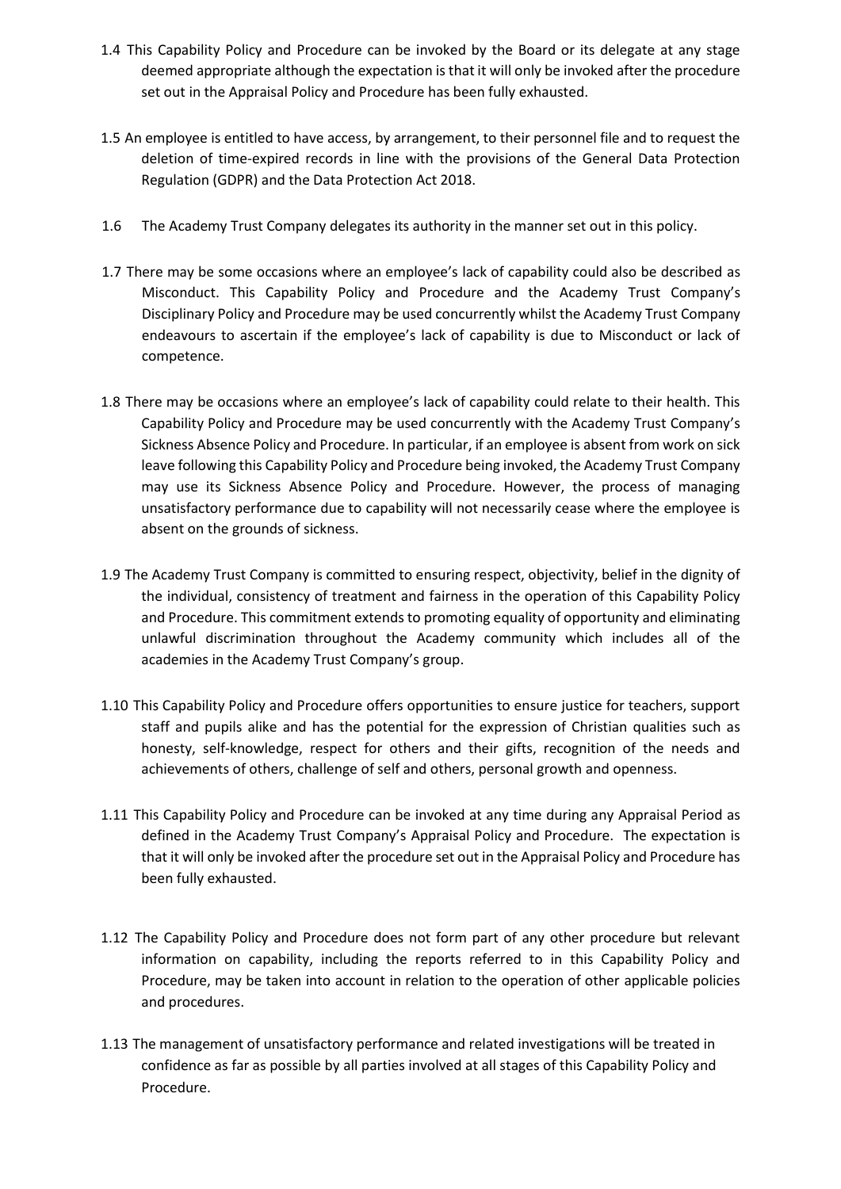1.4 This Capability Policy and Procedure can be invoked by the Board or its delegate at any stage deemed appropriate although the expectation is that it will only be invoked after the procedure set out in the Appraisal Policy and Procedure has been fully exhausted.

1.5 An employee is entitled to have access, by arrangement, to their personnel file and to request the deletion of time-expired records in line with the provisions of the General Data Protection Regulation (GDPR) and the Data Protection Act 2018.

1.6 The Academy Trust Company delegates its authority in the manner set out in this policy.

1.7 There may be some occasions where an employee's lack of capability could also be described as Misconduct. This Capability Policy and Procedure and the Academy Trust Company's Disciplinary Policy and Procedure may be used concurrently whilst the Academy Trust Company endeavours to ascertain if the employee's lack of capability is due to Misconduct or lack of competence.

1.8 There may be occasions where an employee's lack of capability could relate to their health. This Capability Policy and Procedure may be used concurrently with the Academy Trust Company's Sickness Absence Policy and Procedure. In particular, if an employee is absent from work on sick leave following this Capability Policy and Procedure being invoked, the Academy Trust Company may use its Sickness Absence Policy and Procedure. However, the process of managing unsatisfactory performance due to capability will not necessarily cease where the employee is absent on the grounds of sickness.

1.9 The Academy Trust Company is committed to ensuring respect, objectivity, belief in the dignity of the individual, consistency of treatment and fairness in the operation of this Capability Policy and Procedure. This commitment extends to promoting equality of opportunity and eliminating unlawful discrimination throughout the Academy community which includes all of the academies in the Academy Trust Company's group.

1.10 This Capability Policy and Procedure offers opportunities to ensure justice for teachers, support staff and pupils alike and has the potential for the expression of Christian qualities such as honesty, self-knowledge, respect for others and their gifts, recognition of the needs and achievements of others, challenge of self and others, personal growth and openness.

1.11 This Capability Policy and Procedure can be invoked at any time during any Appraisal Period as defined in the Academy Trust Company's Appraisal Policy and Procedure. The expectation is that it will only be invoked after the procedure set out in the Appraisal Policy and Procedure has been fully exhausted.

1.12 The Capability Policy and Procedure does not form part of any other procedure but relevant information on capability, including the reports referred to in this Capability Policy and Procedure, may be taken into account in relation to the operation of other applicable policies and procedures.

1.13 The management of unsatisfactory performance and related investigations will be treated in confidence as far as possible by all parties involved at all stages of this Capability Policy and Procedure.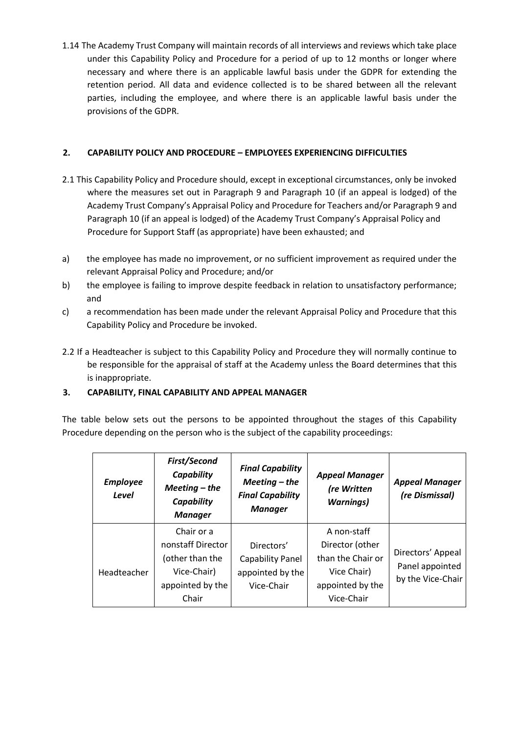1.14 The Academy Trust Company will maintain records of all interviews and reviews which take place under this Capability Policy and Procedure for a period of up to 12 months or longer where necessary and where there is an applicable lawful basis under the GDPR for extending the retention period. All data and evidence collected is to be shared between all the relevant parties, including the employee, and where there is an applicable lawful basis under the provisions of the GDPR.

## 2. CAPABILITY POLICY AND PROCEDURE – EMPLOYEES EXPERIENCING DIFFICULTIES

2.1 This Capability Policy and Procedure should, except in exceptional circumstances, only be invoked where the measures set out in Paragraph 9 and Paragraph 10 (if an appeal is lodged) of the Academy Trust Company's Appraisal Policy and Procedure for Teachers and/or Paragraph 9 and Paragraph 10 (if an appeal is lodged) of the Academy Trust Company's Appraisal Policy and Procedure for Support Staff (as appropriate) have been exhausted; and

a) the employee has made no improvement, or no sufficient improvement as required under the relevant Appraisal Policy and Procedure; and/or
b) the employee is failing to improve despite feedback in relation to unsatisfactory performance; and
c) a recommendation has been made under the relevant Appraisal Policy and Procedure that this Capability Policy and Procedure be invoked.

2.2 If a Headteacher is subject to this Capability Policy and Procedure they will normally continue to be responsible for the appraisal of staff at the Academy unless the Board determines that this is inappropriate.

## 3. CAPABILITY, FINAL CAPABILITY AND APPEAL MANAGER

The table below sets out the persons to be appointed throughout the stages of this Capability Procedure depending on the person who is the subject of the capability proceedings:

| ***Employee Level*** | ***First/Second Capability Meeting – the Capability Manager*** | ***Final Capability Meeting – the Final Capability Manager*** | ***Appeal Manager (re Written Warnings)*** | ***Appeal Manager (re Dismissal)*** |
|---|---|---|---|---|
| Headteacher | Chair or a nonstaff Director (other than the Vice-Chair) appointed by the Chair | Directors' Capability Panel appointed by the Vice-Chair | A non-staff Director (other than the Chair or Vice Chair) appointed by the Vice-Chair | Directors' Appeal Panel appointed by the Vice-Chair |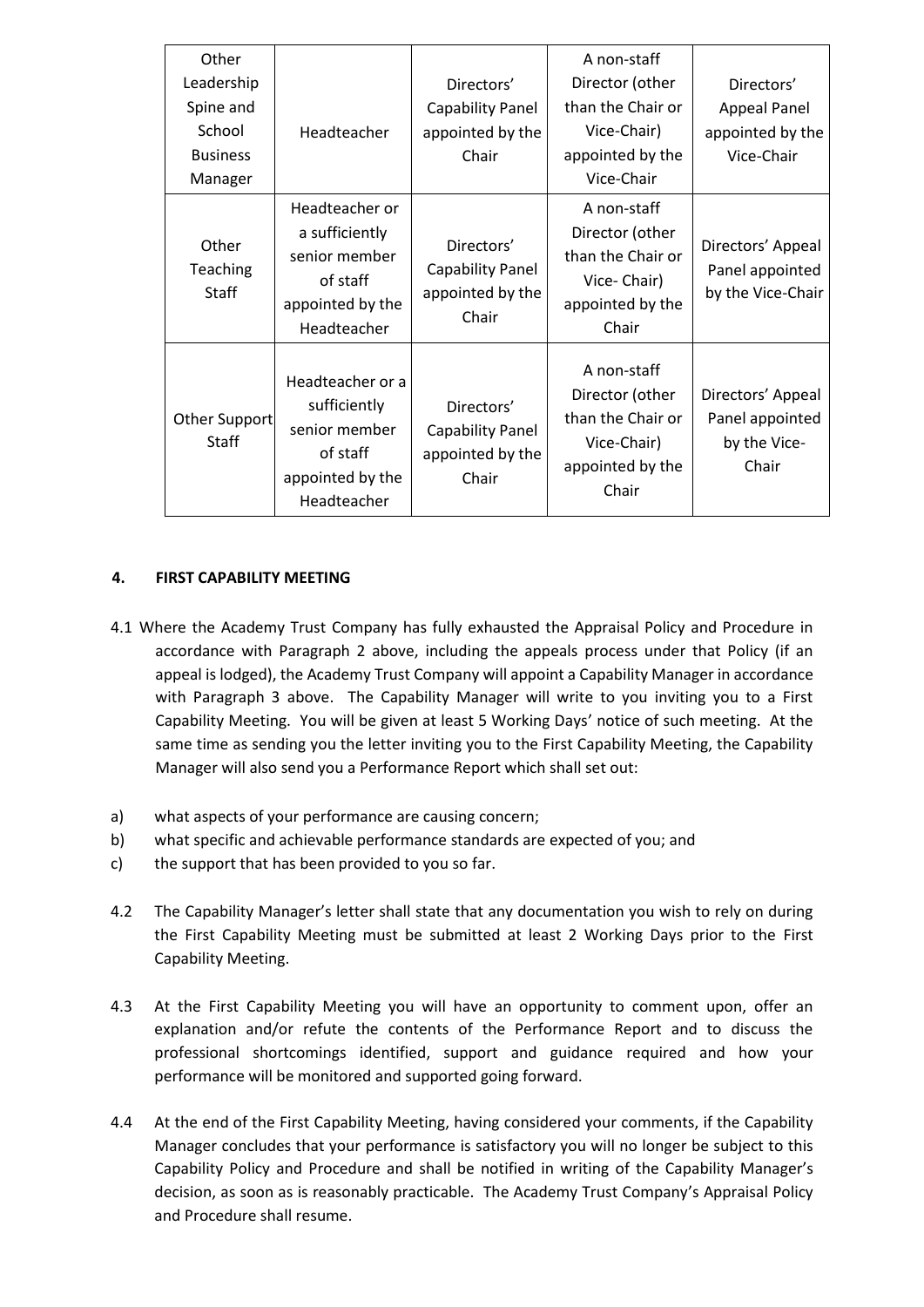| Other Leadership Spine and School Business Manager | Headteacher | Directors' Capability Panel appointed by the Chair | A non-staff Director (other than the Chair or Vice-Chair) appointed by the Vice-Chair | Directors' Appeal Panel appointed by the Vice-Chair |
|---|---|---|---|---|
| Other Teaching Staff | Headteacher or a sufficiently senior member of staff appointed by the Headteacher | Directors' Capability Panel appointed by the Chair | A non-staff Director (other than the Chair or Vice- Chair) appointed by the Chair | Directors' Appeal Panel appointed by the Vice-Chair |
| Other Support Staff | Headteacher or a sufficiently senior member of staff appointed by the Headteacher | Directors' Capability Panel appointed by the Chair | A non-staff Director (other than the Chair or Vice-Chair) appointed by the Chair | Directors' Appeal Panel appointed by the Vice-Chair |

## 4. FIRST CAPABILITY MEETING

4.1 Where the Academy Trust Company has fully exhausted the Appraisal Policy and Procedure in accordance with Paragraph 2 above, including the appeals process under that Policy (if an appeal is lodged), the Academy Trust Company will appoint a Capability Manager in accordance with Paragraph 3 above. The Capability Manager will write to you inviting you to a First Capability Meeting. You will be given at least 5 Working Days' notice of such meeting. At the same time as sending you the letter inviting you to the First Capability Meeting, the Capability Manager will also send you a Performance Report which shall set out:

a) what aspects of your performance are causing concern;
b) what specific and achievable performance standards are expected of you; and
c) the support that has been provided to you so far.

4.2 The Capability Manager's letter shall state that any documentation you wish to rely on during the First Capability Meeting must be submitted at least 2 Working Days prior to the First Capability Meeting.

4.3 At the First Capability Meeting you will have an opportunity to comment upon, offer an explanation and/or refute the contents of the Performance Report and to discuss the professional shortcomings identified, support and guidance required and how your performance will be monitored and supported going forward.

4.4 At the end of the First Capability Meeting, having considered your comments, if the Capability Manager concludes that your performance is satisfactory you will no longer be subject to this Capability Policy and Procedure and shall be notified in writing of the Capability Manager's decision, as soon as is reasonably practicable. The Academy Trust Company's Appraisal Policy and Procedure shall resume.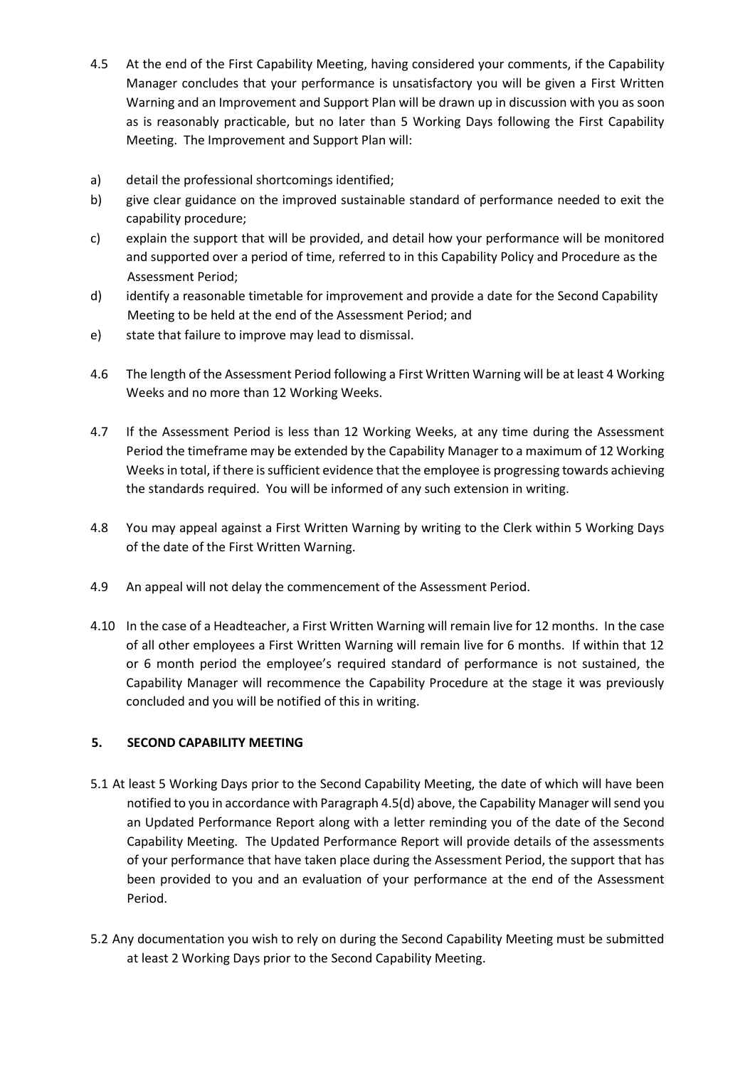4.5 At the end of the First Capability Meeting, having considered your comments, if the Capability Manager concludes that your performance is unsatisfactory you will be given a First Written Warning and an Improvement and Support Plan will be drawn up in discussion with you as soon as is reasonably practicable, but no later than 5 Working Days following the First Capability Meeting. The Improvement and Support Plan will:

a) detail the professional shortcomings identified;

b) give clear guidance on the improved sustainable standard of performance needed to exit the capability procedure;

c) explain the support that will be provided, and detail how your performance will be monitored and supported over a period of time, referred to in this Capability Policy and Procedure as the Assessment Period;

d) identify a reasonable timetable for improvement and provide a date for the Second Capability Meeting to be held at the end of the Assessment Period; and

e) state that failure to improve may lead to dismissal.

4.6 The length of the Assessment Period following a First Written Warning will be at least 4 Working Weeks and no more than 12 Working Weeks.

4.7 If the Assessment Period is less than 12 Working Weeks, at any time during the Assessment Period the timeframe may be extended by the Capability Manager to a maximum of 12 Working Weeks in total, if there is sufficient evidence that the employee is progressing towards achieving the standards required. You will be informed of any such extension in writing.

4.8 You may appeal against a First Written Warning by writing to the Clerk within 5 Working Days of the date of the First Written Warning.

4.9 An appeal will not delay the commencement of the Assessment Period.

4.10 In the case of a Headteacher, a First Written Warning will remain live for 12 months. In the case of all other employees a First Written Warning will remain live for 6 months. If within that 12 or 6 month period the employee's required standard of performance is not sustained, the Capability Manager will recommence the Capability Procedure at the stage it was previously concluded and you will be notified of this in writing.

## 5. SECOND CAPABILITY MEETING

5.1 At least 5 Working Days prior to the Second Capability Meeting, the date of which will have been notified to you in accordance with Paragraph 4.5(d) above, the Capability Manager will send you an Updated Performance Report along with a letter reminding you of the date of the Second Capability Meeting. The Updated Performance Report will provide details of the assessments of your performance that have taken place during the Assessment Period, the support that has been provided to you and an evaluation of your performance at the end of the Assessment Period.

5.2 Any documentation you wish to rely on during the Second Capability Meeting must be submitted at least 2 Working Days prior to the Second Capability Meeting.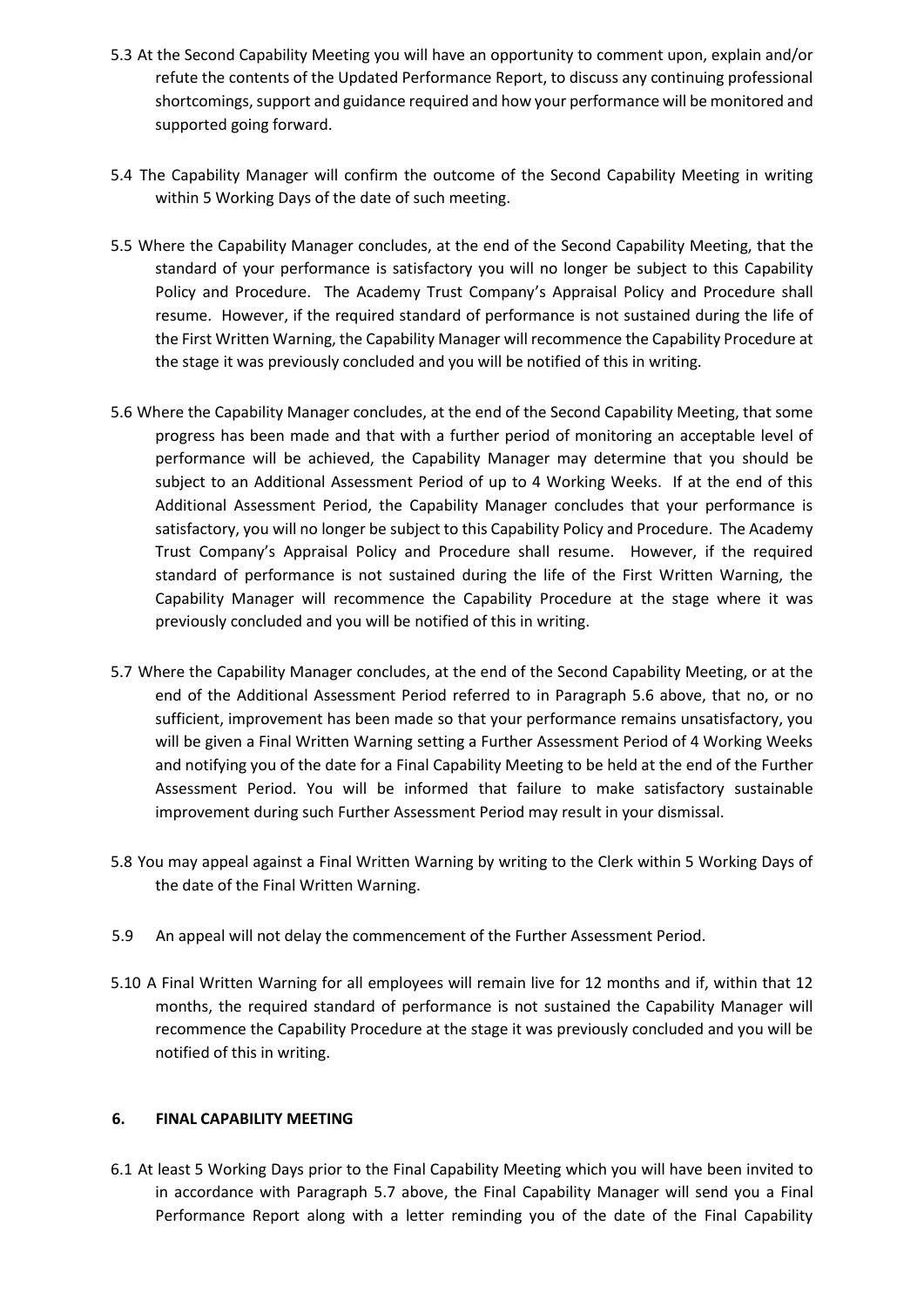5.3 At the Second Capability Meeting you will have an opportunity to comment upon, explain and/or refute the contents of the Updated Performance Report, to discuss any continuing professional shortcomings, support and guidance required and how your performance will be monitored and supported going forward.

5.4 The Capability Manager will confirm the outcome of the Second Capability Meeting in writing within 5 Working Days of the date of such meeting.

5.5 Where the Capability Manager concludes, at the end of the Second Capability Meeting, that the standard of your performance is satisfactory you will no longer be subject to this Capability Policy and Procedure. The Academy Trust Company's Appraisal Policy and Procedure shall resume. However, if the required standard of performance is not sustained during the life of the First Written Warning, the Capability Manager will recommence the Capability Procedure at the stage it was previously concluded and you will be notified of this in writing.

5.6 Where the Capability Manager concludes, at the end of the Second Capability Meeting, that some progress has been made and that with a further period of monitoring an acceptable level of performance will be achieved, the Capability Manager may determine that you should be subject to an Additional Assessment Period of up to 4 Working Weeks. If at the end of this Additional Assessment Period, the Capability Manager concludes that your performance is satisfactory, you will no longer be subject to this Capability Policy and Procedure. The Academy Trust Company's Appraisal Policy and Procedure shall resume. However, if the required standard of performance is not sustained during the life of the First Written Warning, the Capability Manager will recommence the Capability Procedure at the stage where it was previously concluded and you will be notified of this in writing.

5.7 Where the Capability Manager concludes, at the end of the Second Capability Meeting, or at the end of the Additional Assessment Period referred to in Paragraph 5.6 above, that no, or no sufficient, improvement has been made so that your performance remains unsatisfactory, you will be given a Final Written Warning setting a Further Assessment Period of 4 Working Weeks and notifying you of the date for a Final Capability Meeting to be held at the end of the Further Assessment Period. You will be informed that failure to make satisfactory sustainable improvement during such Further Assessment Period may result in your dismissal.

5.8 You may appeal against a Final Written Warning by writing to the Clerk within 5 Working Days of the date of the Final Written Warning.

5.9 An appeal will not delay the commencement of the Further Assessment Period.

5.10 A Final Written Warning for all employees will remain live for 12 months and if, within that 12 months, the required standard of performance is not sustained the Capability Manager will recommence the Capability Procedure at the stage it was previously concluded and you will be notified of this in writing.

## 6. FINAL CAPABILITY MEETING

6.1 At least 5 Working Days prior to the Final Capability Meeting which you will have been invited to in accordance with Paragraph 5.7 above, the Final Capability Manager will send you a Final Performance Report along with a letter reminding you of the date of the Final Capability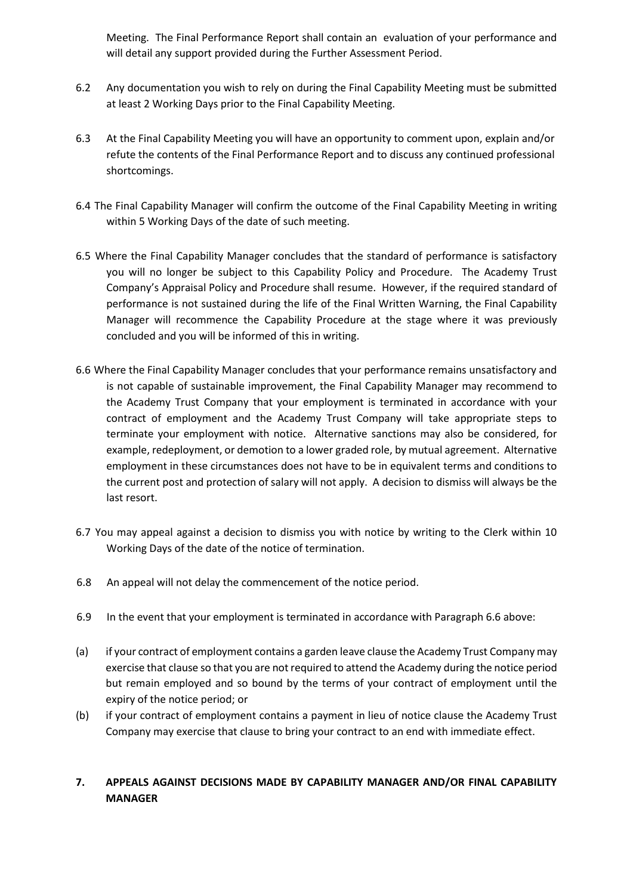Meeting. The Final Performance Report shall contain an evaluation of your performance and will detail any support provided during the Further Assessment Period.

6.2 Any documentation you wish to rely on during the Final Capability Meeting must be submitted at least 2 Working Days prior to the Final Capability Meeting.

6.3 At the Final Capability Meeting you will have an opportunity to comment upon, explain and/or refute the contents of the Final Performance Report and to discuss any continued professional shortcomings.

6.4 The Final Capability Manager will confirm the outcome of the Final Capability Meeting in writing within 5 Working Days of the date of such meeting.

6.5 Where the Final Capability Manager concludes that the standard of performance is satisfactory you will no longer be subject to this Capability Policy and Procedure. The Academy Trust Company's Appraisal Policy and Procedure shall resume. However, if the required standard of performance is not sustained during the life of the Final Written Warning, the Final Capability Manager will recommence the Capability Procedure at the stage where it was previously concluded and you will be informed of this in writing.

6.6 Where the Final Capability Manager concludes that your performance remains unsatisfactory and is not capable of sustainable improvement, the Final Capability Manager may recommend to the Academy Trust Company that your employment is terminated in accordance with your contract of employment and the Academy Trust Company will take appropriate steps to terminate your employment with notice. Alternative sanctions may also be considered, for example, redeployment, or demotion to a lower graded role, by mutual agreement. Alternative employment in these circumstances does not have to be in equivalent terms and conditions to the current post and protection of salary will not apply. A decision to dismiss will always be the last resort.

6.7 You may appeal against a decision to dismiss you with notice by writing to the Clerk within 10 Working Days of the date of the notice of termination.

6.8 An appeal will not delay the commencement of the notice period.

6.9 In the event that your employment is terminated in accordance with Paragraph 6.6 above:

(a) if your contract of employment contains a garden leave clause the Academy Trust Company may exercise that clause so that you are not required to attend the Academy during the notice period but remain employed and so bound by the terms of your contract of employment until the expiry of the notice period; or

(b) if your contract of employment contains a payment in lieu of notice clause the Academy Trust Company may exercise that clause to bring your contract to an end with immediate effect.

## 7. APPEALS AGAINST DECISIONS MADE BY CAPABILITY MANAGER AND/OR FINAL CAPABILITY MANAGER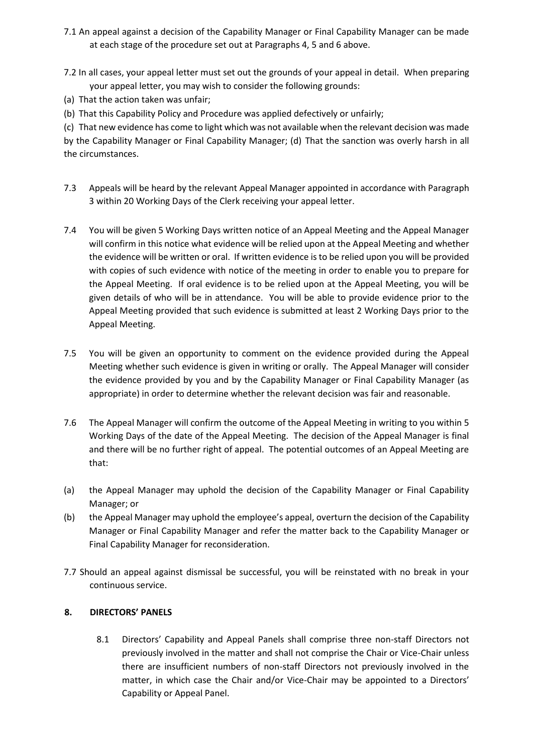7.1 An appeal against a decision of the Capability Manager or Final Capability Manager can be made at each stage of the procedure set out at Paragraphs 4, 5 and 6 above.

7.2 In all cases, your appeal letter must set out the grounds of your appeal in detail. When preparing your appeal letter, you may wish to consider the following grounds:

(a) That the action taken was unfair;

(b) That this Capability Policy and Procedure was applied defectively or unfairly;

(c) That new evidence has come to light which was not available when the relevant decision was made by the Capability Manager or Final Capability Manager; (d) That the sanction was overly harsh in all the circumstances.

7.3 Appeals will be heard by the relevant Appeal Manager appointed in accordance with Paragraph 3 within 20 Working Days of the Clerk receiving your appeal letter.

7.4 You will be given 5 Working Days written notice of an Appeal Meeting and the Appeal Manager will confirm in this notice what evidence will be relied upon at the Appeal Meeting and whether the evidence will be written or oral. If written evidence is to be relied upon you will be provided with copies of such evidence with notice of the meeting in order to enable you to prepare for the Appeal Meeting. If oral evidence is to be relied upon at the Appeal Meeting, you will be given details of who will be in attendance. You will be able to provide evidence prior to the Appeal Meeting provided that such evidence is submitted at least 2 Working Days prior to the Appeal Meeting.

7.5 You will be given an opportunity to comment on the evidence provided during the Appeal Meeting whether such evidence is given in writing or orally. The Appeal Manager will consider the evidence provided by you and by the Capability Manager or Final Capability Manager (as appropriate) in order to determine whether the relevant decision was fair and reasonable.

7.6 The Appeal Manager will confirm the outcome of the Appeal Meeting in writing to you within 5 Working Days of the date of the Appeal Meeting. The decision of the Appeal Manager is final and there will be no further right of appeal. The potential outcomes of an Appeal Meeting are that:

(a) the Appeal Manager may uphold the decision of the Capability Manager or Final Capability Manager; or

(b) the Appeal Manager may uphold the employee's appeal, overturn the decision of the Capability Manager or Final Capability Manager and refer the matter back to the Capability Manager or Final Capability Manager for reconsideration.

7.7 Should an appeal against dismissal be successful, you will be reinstated with no break in your continuous service.

## 8. DIRECTORS' PANELS

8.1 Directors' Capability and Appeal Panels shall comprise three non-staff Directors not previously involved in the matter and shall not comprise the Chair or Vice-Chair unless there are insufficient numbers of non-staff Directors not previously involved in the matter, in which case the Chair and/or Vice-Chair may be appointed to a Directors' Capability or Appeal Panel.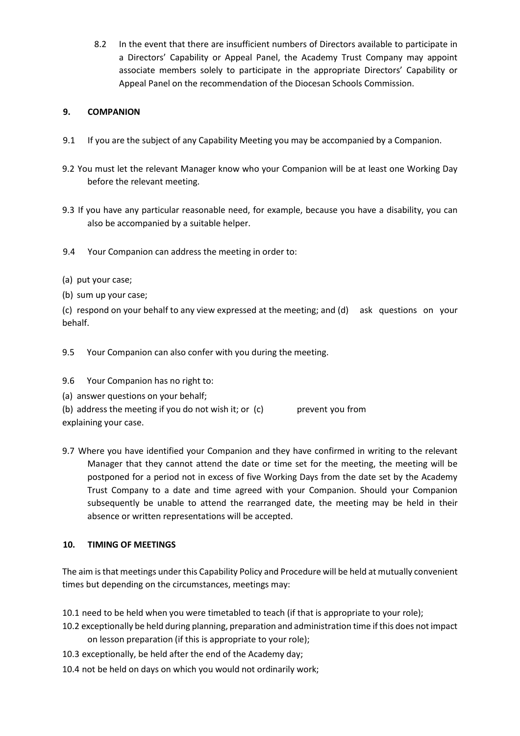8.2 In the event that there are insufficient numbers of Directors available to participate in a Directors' Capability or Appeal Panel, the Academy Trust Company may appoint associate members solely to participate in the appropriate Directors' Capability or Appeal Panel on the recommendation of the Diocesan Schools Commission.

## 9. COMPANION

9.1 If you are the subject of any Capability Meeting you may be accompanied by a Companion.

9.2 You must let the relevant Manager know who your Companion will be at least one Working Day before the relevant meeting.

9.3 If you have any particular reasonable need, for example, because you have a disability, you can also be accompanied by a suitable helper.

9.4 Your Companion can address the meeting in order to:

(a) put your case;

(b) sum up your case;

(c) respond on your behalf to any view expressed at the meeting; and (d) ask questions on your behalf.

9.5 Your Companion can also confer with you during the meeting.

9.6 Your Companion has no right to:

(a) answer questions on your behalf;

(b) address the meeting if you do not wish it; or (c) prevent you from explaining your case.

9.7 Where you have identified your Companion and they have confirmed in writing to the relevant Manager that they cannot attend the date or time set for the meeting, the meeting will be postponed for a period not in excess of five Working Days from the date set by the Academy Trust Company to a date and time agreed with your Companion. Should your Companion subsequently be unable to attend the rearranged date, the meeting may be held in their absence or written representations will be accepted.

## 10. TIMING OF MEETINGS

The aim is that meetings under this Capability Policy and Procedure will be held at mutually convenient times but depending on the circumstances, meetings may:

10.1 need to be held when you were timetabled to teach (if that is appropriate to your role);

10.2 exceptionally be held during planning, preparation and administration time if this does not impact on lesson preparation (if this is appropriate to your role);

10.3 exceptionally, be held after the end of the Academy day;

10.4 not be held on days on which you would not ordinarily work;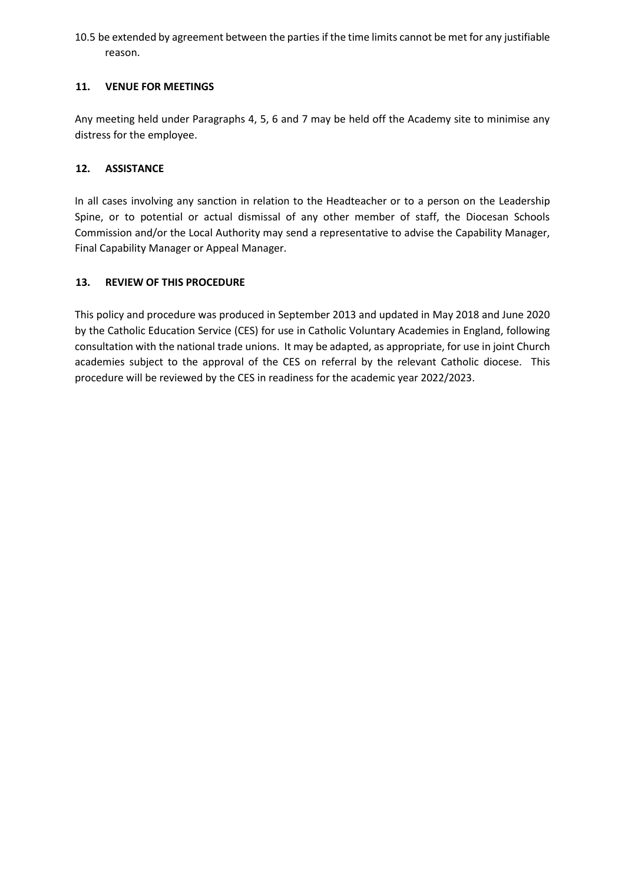10.5 be extended by agreement between the parties if the time limits cannot be met for any justifiable reason.

## 11. VENUE FOR MEETINGS

Any meeting held under Paragraphs 4, 5, 6 and 7 may be held off the Academy site to minimise any distress for the employee.

## 12. ASSISTANCE

In all cases involving any sanction in relation to the Headteacher or to a person on the Leadership Spine, or to potential or actual dismissal of any other member of staff, the Diocesan Schools Commission and/or the Local Authority may send a representative to advise the Capability Manager, Final Capability Manager or Appeal Manager.

## 13. REVIEW OF THIS PROCEDURE

This policy and procedure was produced in September 2013 and updated in May 2018 and June 2020 by the Catholic Education Service (CES) for use in Catholic Voluntary Academies in England, following consultation with the national trade unions. It may be adapted, as appropriate, for use in joint Church academies subject to the approval of the CES on referral by the relevant Catholic diocese. This procedure will be reviewed by the CES in readiness for the academic year 2022/2023.